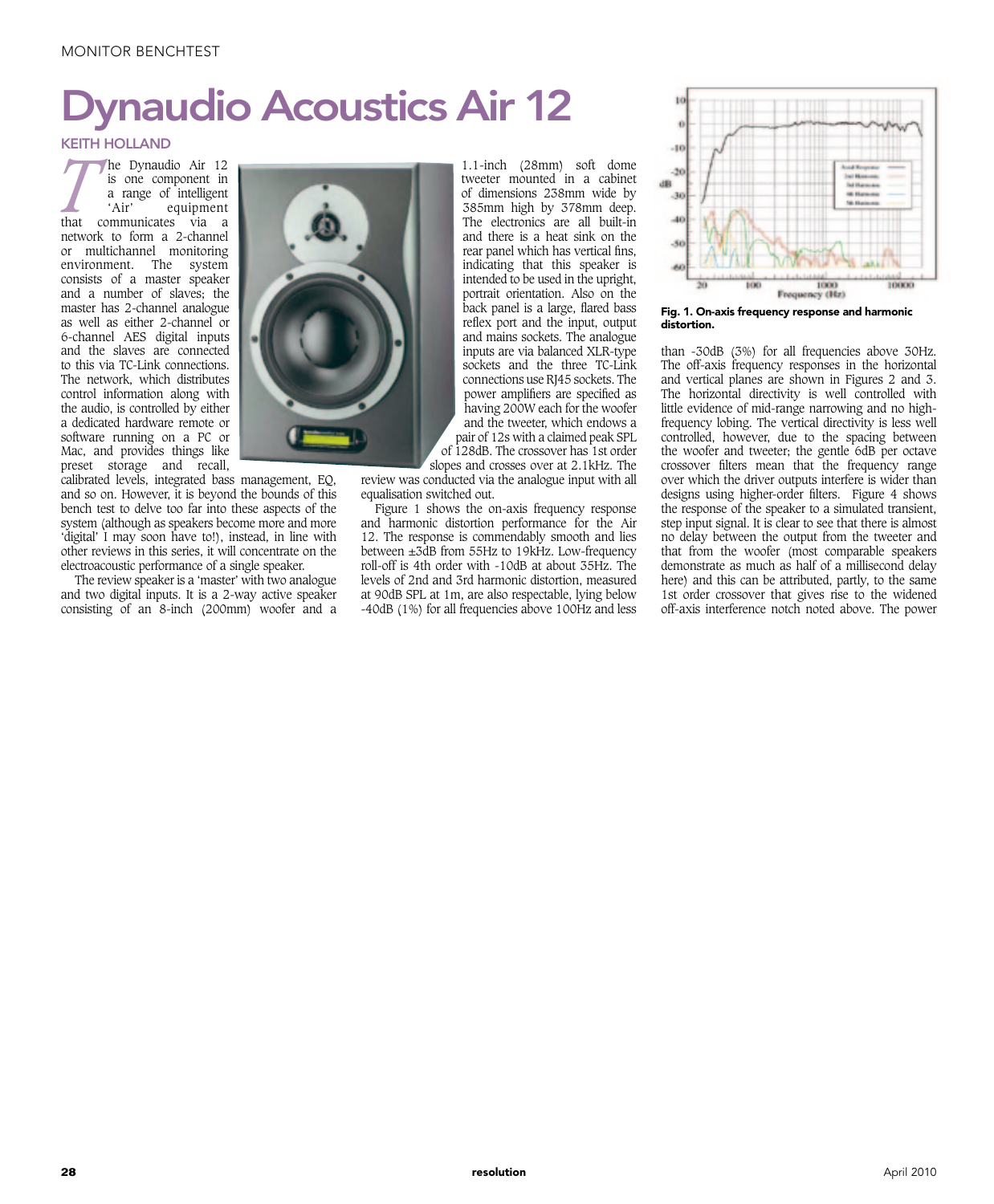# Dynaudio Acoustics Air 12

**KEITH HOLLAND**

The Dynaudio Air 12 is one component in a range of intelligent 'Air' equipment that communicates via a network to form a 2-channel or multichannel monitoring environment. The system consists of a master speaker and a number of slaves; the master has 2-channel analogue as well as either 2-channel or 6-channel AES digital inputs and the slaves are connected to this via TC-Link connections. The network, which distributes control information along with the audio, is controlled by either a dedicated hardware remote or software running on a PC or Mac, and provides things like preset storage and recall, calibrated levels, integrated bass management, EQ, and so on. However, it is beyond the bounds of this bench test to delve too far into these aspects of the system (although as speakers become more and more 'digital' I may soon have to!), instead, in line with other reviews in this series, it will concentrate on the electroacoustic performance of a single speaker.

The review speaker is a 'master' with two analogue and two digital inputs. It is a 2-way active speaker consisting of an 8-inch (200mm) woofer and a 1.1-inch (28mm) soft dome tweeter mounted in a cabinet of dimensions 238mm wide by 385mm high by 378mm deep. The electronics are all built-in and there is a heat sink on the rear panel which has vertical fins, indicating that this speaker is intended to be used in the upright, portrait orientation. Also on the back panel is a large, flared bass reflex port and the input, output and mains sockets. The analogue inputs are via balanced XLR-type sockets and the three TC-Link connections use RJ45 sockets. The power amplifiers are specified as having 200W each for the woofer and the tweeter, which endows a pair of 12s with a claimed peak SPL of 128dB. The crossover has 1st order slopes and crosses over at 2.1kHz. The review was conducted via the analogue input with all equalisation switched out.

Figure 1 shows the on-axis frequency response and harmonic distortion performance for the Air 12. The response is commendably smooth and lies between ±3dB from 55Hz to 19kHz. Low-frequency roll-off is 4th order with -10dB at about 35Hz. The levels of 2nd and 3rd harmonic distortion, measured at 90dB SPL at 1m, are also respectable, lying below -40dB (1%) for all frequencies above 100Hz and less than -30dB (3%) for all frequencies above 30Hz. The off-axis frequency responses in the horizontal and vertical planes are shown in Figures 2 and 3. The horizontal directivity is well controlled with little evidence of mid-range narrowing and no high-frequency lobing. The vertical directivity is less well controlled, however, due to the spacing between the woofer and tweeter; the gentle 6dB per octave crossover filters mean that the frequency range over which the driver outputs interfere is wider than designs using higher-order filters. Figure 4 shows the response of the speaker to a simulated transient, step input signal. It is clear to see that there is almost no delay between the output from the tweeter and that from the woofer (most comparable speakers demonstrate as much as half of a millisecond delay here) and this can be attributed, partly, to the same 1st order crossover that gives rise to the widened off-axis interference notch noted above. The power

**Fig. 1. On-axis frequency response and harmonic distortion.**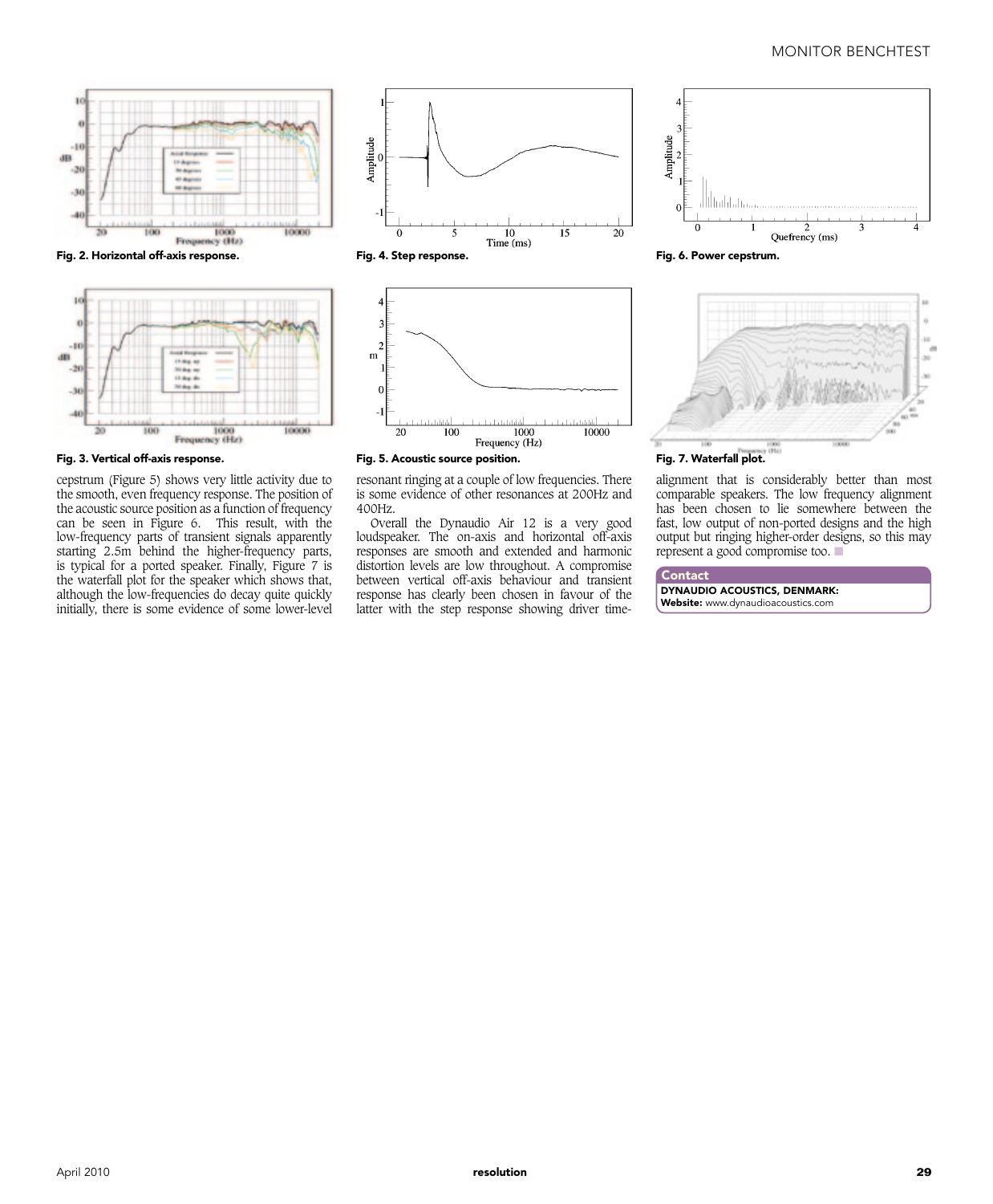10
0
-10
dB
-20
-30
-40
20
100
1000
10000
Frequency (Hz)

Fig. 2. Horizontal off-axis response.

1
Amplitude
0
-1
0
5
10
15
20
Time (ms)

Fig. 4. Step response.

4
3
Amplitude
2
1
0
0
1
2
3
4
Quefrency (ms)

Fig. 6. Power cepstrum.

10
0
-10
dB
-20
-30
-40
20
100
1000
10000
Frequency (Hz)

Fig. 3. Vertical off-axis response.

4
3
2
m
1
0
-1
20
100
1000
10000
Frequency (Hz)

Fig. 5. Acoustic source position.

Fig. 7. Waterfall plot.

cepstrum (Figure 5) shows very little activity due to the smooth, even frequency response. The position of the acoustic source position as a function of frequency can be seen in Figure 6. This result, with the low-frequency parts of transient signals apparently starting 2.5m behind the higher-frequency parts, is typical for a ported speaker. Finally, Figure 7 is the waterfall plot for the speaker which shows that, although the low-frequencies do decay quite quickly initially, there is some evidence of some lower-level resonant ringing at a couple of low frequencies. There is some evidence of other resonances at 200Hz and 400Hz.

Overall the Dynaudio Air 12 is a very good loudspeaker. The on-axis and horizontal off-axis responses are smooth and extended and harmonic distortion levels are low throughout. A compromise between vertical off-axis behaviour and transient response has clearly been chosen in favour of the latter with the step response showing driver time-alignment that is considerably better than most comparable speakers. The low frequency alignment has been chosen to lie somewhere between the fast, low output of non-ported designs and the high output but ringing higher-order designs, so this may represent a good compromise too.

**Contact**

**DYNAUDIO ACOUSTICS, DENMARK:**
**Website:** www.dynaudioacoustics.com